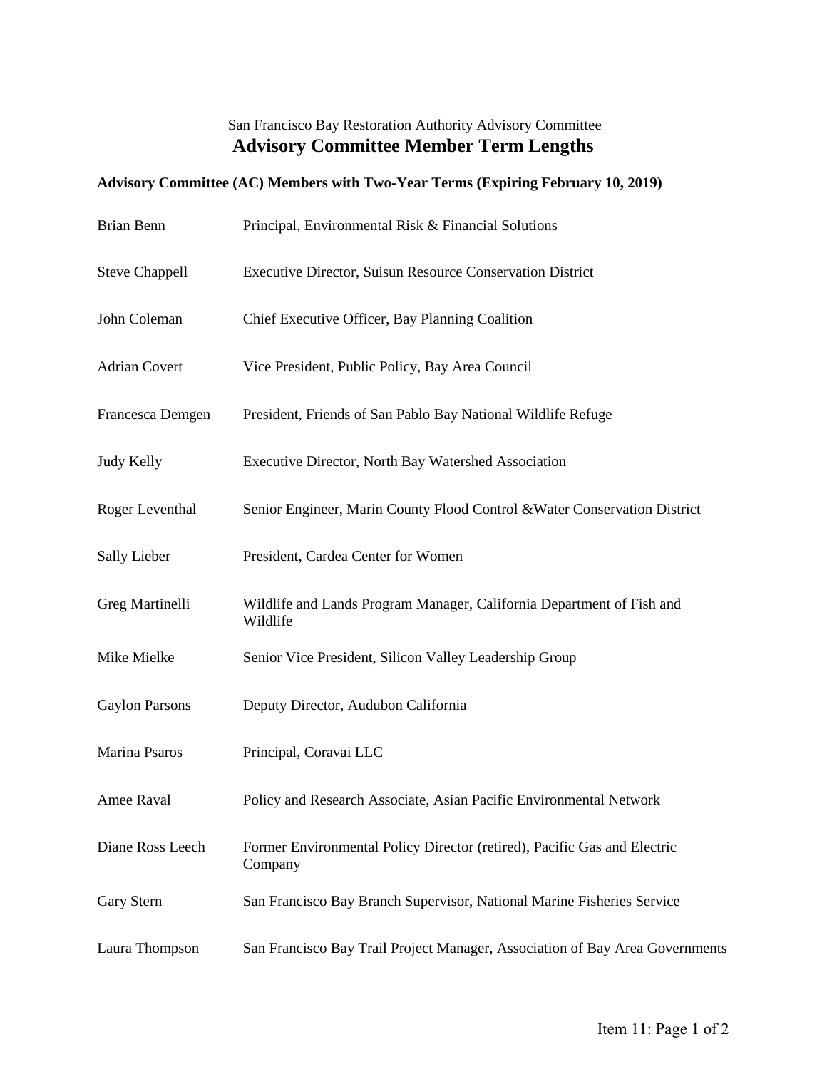San Francisco Bay Restoration Authority Advisory Committee

# Advisory Committee Member Term Lengths

**Advisory Committee (AC) Members with Two-Year Terms (Expiring February 10, 2019)**

| | |
|---|---|
| Brian Benn | Principal, Environmental Risk & Financial Solutions |
| Steve Chappell | Executive Director, Suisun Resource Conservation District |
| John Coleman | Chief Executive Officer, Bay Planning Coalition |
| Adrian Covert | Vice President, Public Policy, Bay Area Council |
| Francesca Demgen | President, Friends of San Pablo Bay National Wildlife Refuge |
| Judy Kelly | Executive Director, North Bay Watershed Association |
| Roger Leventhal | Senior Engineer, Marin County Flood Control &Water Conservation District |
| Sally Lieber | President, Cardea Center for Women |
| Greg Martinelli | Wildlife and Lands Program Manager, California Department of Fish and Wildlife |
| Mike Mielke | Senior Vice President, Silicon Valley Leadership Group |
| Gaylon Parsons | Deputy Director, Audubon California |
| Marina Psaros | Principal, Coravai LLC |
| Amee Raval | Policy and Research Associate, Asian Pacific Environmental Network |
| Diane Ross Leech | Former Environmental Policy Director (retired), Pacific Gas and Electric Company |
| Gary Stern | San Francisco Bay Branch Supervisor, National Marine Fisheries Service |
| Laura Thompson | San Francisco Bay Trail Project Manager, Association of Bay Area Governments |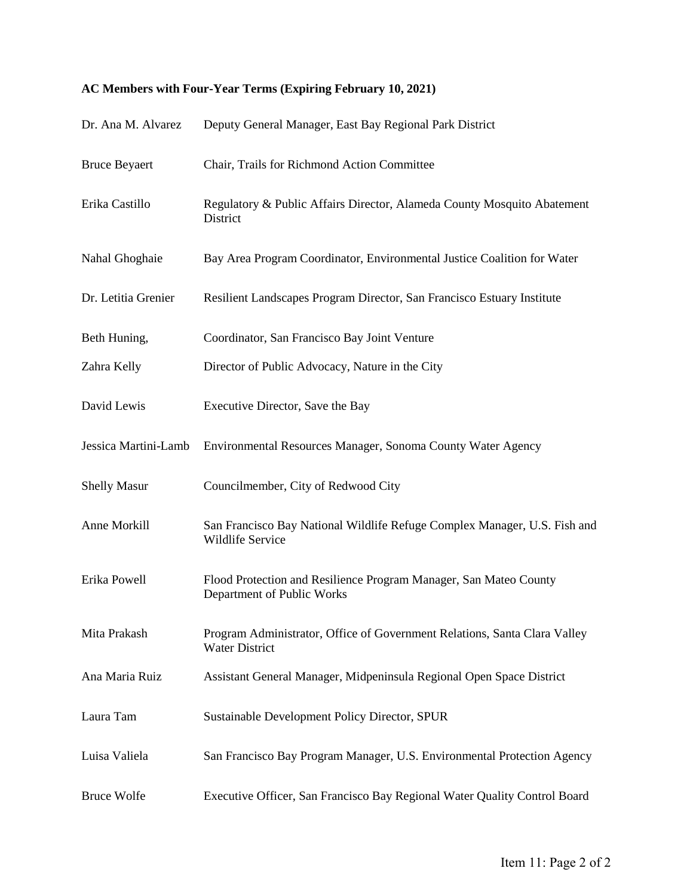**AC Members with Four-Year Terms (Expiring February 10, 2021)**

| | |
|---|---|
| Dr. Ana M. Alvarez | Deputy General Manager, East Bay Regional Park District |
| Bruce Beyaert | Chair, Trails for Richmond Action Committee |
| Erika Castillo | Regulatory & Public Affairs Director, Alameda County Mosquito Abatement District |
| Nahal Ghoghaie | Bay Area Program Coordinator, Environmental Justice Coalition for Water |
| Dr. Letitia Grenier | Resilient Landscapes Program Director, San Francisco Estuary Institute |
| Beth Huning, | Coordinator, San Francisco Bay Joint Venture |
| Zahra Kelly | Director of Public Advocacy, Nature in the City |
| David Lewis | Executive Director, Save the Bay |
| Jessica Martini-Lamb | Environmental Resources Manager, Sonoma County Water Agency |
| Shelly Masur | Councilmember, City of Redwood City |
| Anne Morkill | San Francisco Bay National Wildlife Refuge Complex Manager, U.S. Fish and Wildlife Service |
| Erika Powell | Flood Protection and Resilience Program Manager, San Mateo County Department of Public Works |
| Mita Prakash | Program Administrator, Office of Government Relations, Santa Clara Valley Water District |
| Ana Maria Ruiz | Assistant General Manager, Midpeninsula Regional Open Space District |
| Laura Tam | Sustainable Development Policy Director, SPUR |
| Luisa Valiela | San Francisco Bay Program Manager, U.S. Environmental Protection Agency |
| Bruce Wolfe | Executive Officer, San Francisco Bay Regional Water Quality Control Board |